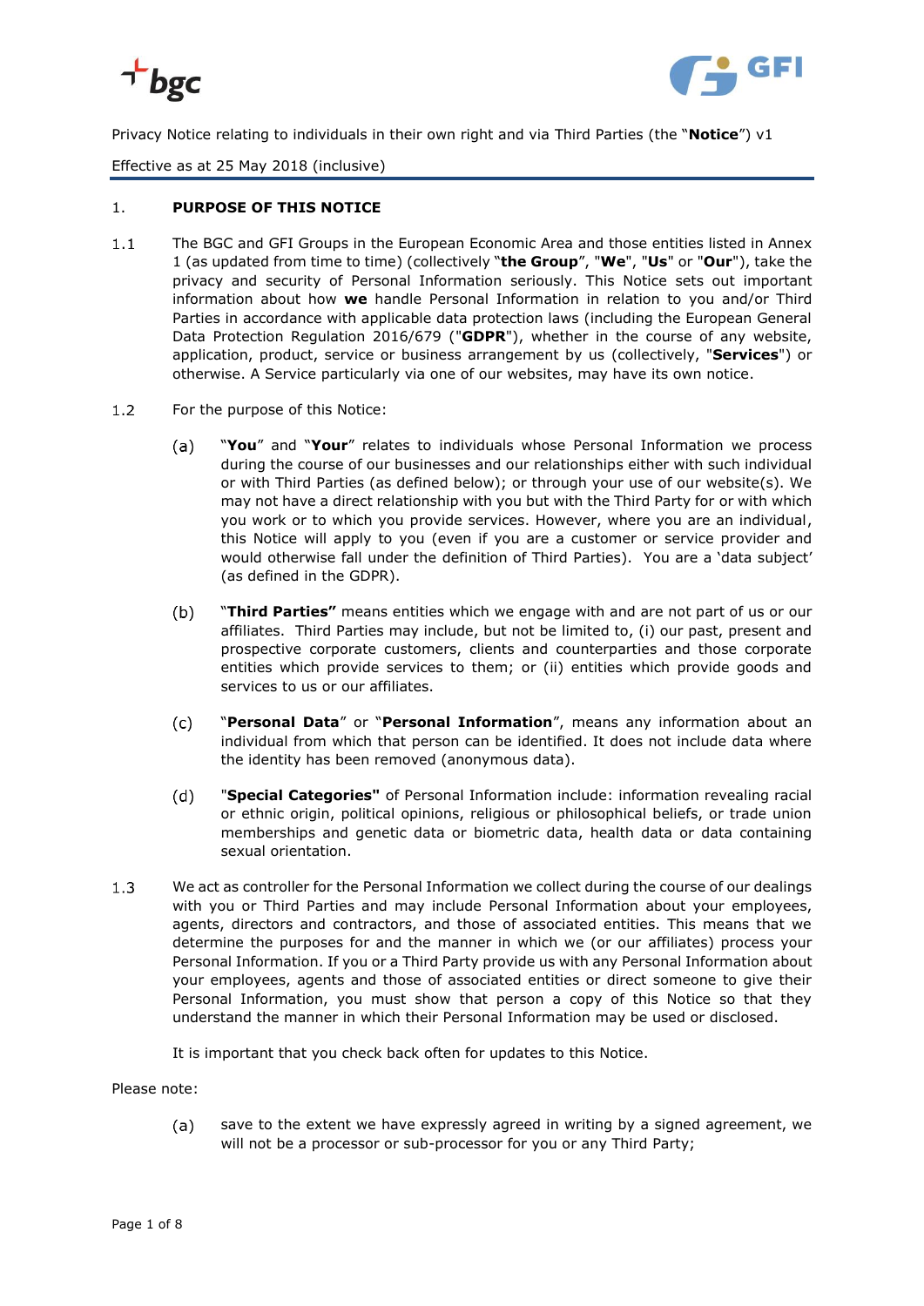Privacy Notice relating to individuals in their own right and via Third Parties (the "**Notice**") v1

Effective as at 25 May 2018 (inclusive)

## 1. PURPOSE OF THIS NOTICE

1.1 The BGC and GFI Groups in the European Economic Area and those entities listed in Annex 1 (as updated from time to time) (collectively "**the Group**", "**We**", "**Us**" or "**Our**"), take the privacy and security of Personal Information seriously. This Notice sets out important information about how **we** handle Personal Information in relation to you and/or Third Parties in accordance with applicable data protection laws (including the European General Data Protection Regulation 2016/679 ("**GDPR**"), whether in the course of any website, application, product, service or business arrangement by us (collectively, "**Services**") or otherwise. A Service particularly via one of our websites, may have its own notice.

1.2 For the purpose of this Notice:

(a) "**You**" and "**Your**" relates to individuals whose Personal Information we process during the course of our businesses and our relationships either with such individual or with Third Parties (as defined below); or through your use of our website(s). We may not have a direct relationship with you but with the Third Party for or with which you work or to which you provide services. However, where you are an individual, this Notice will apply to you (even if you are a customer or service provider and would otherwise fall under the definition of Third Parties). You are a 'data subject' (as defined in the GDPR).

(b) "**Third Parties"** means entities which we engage with and are not part of us or our affiliates. Third Parties may include, but not be limited to, (i) our past, present and prospective corporate customers, clients and counterparties and those corporate entities which provide services to them; or (ii) entities which provide goods and services to us or our affiliates.

(c) "**Personal Data**" or "**Personal Information**", means any information about an individual from which that person can be identified. It does not include data where the identity has been removed (anonymous data).

(d) "**Special Categories"** of Personal Information include: information revealing racial or ethnic origin, political opinions, religious or philosophical beliefs, or trade union memberships and genetic data or biometric data, health data or data containing sexual orientation.

1.3 We act as controller for the Personal Information we collect during the course of our dealings with you or Third Parties and may include Personal Information about your employees, agents, directors and contractors, and those of associated entities. This means that we determine the purposes for and the manner in which we (or our affiliates) process your Personal Information. If you or a Third Party provide us with any Personal Information about your employees, agents and those of associated entities or direct someone to give their Personal Information, you must show that person a copy of this Notice so that they understand the manner in which their Personal Information may be used or disclosed.

It is important that you check back often for updates to this Notice.

Please note:

(a) save to the extent we have expressly agreed in writing by a signed agreement, we will not be a processor or sub-processor for you or any Third Party;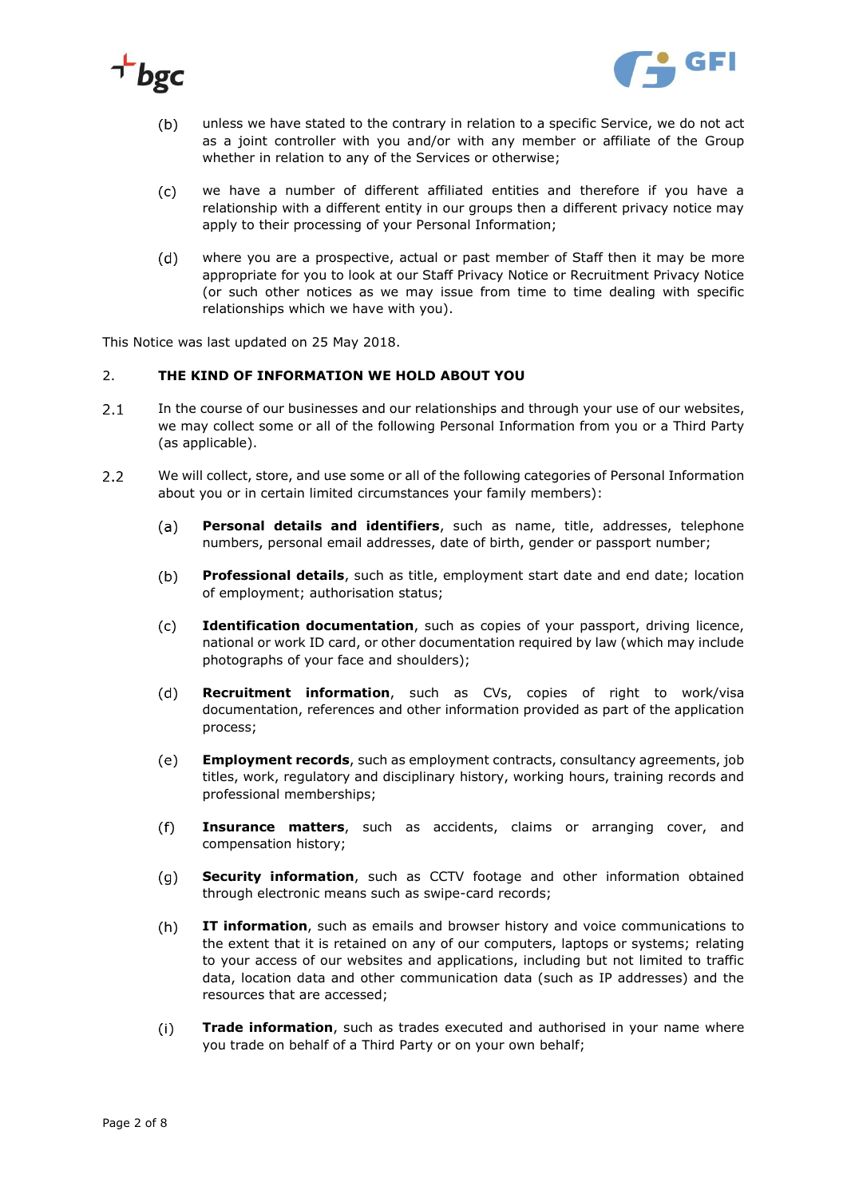(b) unless we have stated to the contrary in relation to a specific Service, we do not act as a joint controller with you and/or with any member or affiliate of the Group whether in relation to any of the Services or otherwise;

(c) we have a number of different affiliated entities and therefore if you have a relationship with a different entity in our groups then a different privacy notice may apply to their processing of your Personal Information;

(d) where you are a prospective, actual or past member of Staff then it may be more appropriate for you to look at our Staff Privacy Notice or Recruitment Privacy Notice (or such other notices as we may issue from time to time dealing with specific relationships which we have with you).

This Notice was last updated on 25 May 2018.

## 2. THE KIND OF INFORMATION WE HOLD ABOUT YOU

2.1 In the course of our businesses and our relationships and through your use of our websites, we may collect some or all of the following Personal Information from you or a Third Party (as applicable).

2.2 We will collect, store, and use some or all of the following categories of Personal Information about you or in certain limited circumstances your family members):

(a) **Personal details and identifiers**, such as name, title, addresses, telephone numbers, personal email addresses, date of birth, gender or passport number;

(b) **Professional details**, such as title, employment start date and end date; location of employment; authorisation status;

(c) **Identification documentation**, such as copies of your passport, driving licence, national or work ID card, or other documentation required by law (which may include photographs of your face and shoulders);

(d) **Recruitment information**, such as CVs, copies of right to work/visa documentation, references and other information provided as part of the application process;

(e) **Employment records**, such as employment contracts, consultancy agreements, job titles, work, regulatory and disciplinary history, working hours, training records and professional memberships;

(f) **Insurance matters**, such as accidents, claims or arranging cover, and compensation history;

(g) **Security information**, such as CCTV footage and other information obtained through electronic means such as swipe-card records;

(h) **IT information**, such as emails and browser history and voice communications to the extent that it is retained on any of our computers, laptops or systems; relating to your access of our websites and applications, including but not limited to traffic data, location data and other communication data (such as IP addresses) and the resources that are accessed;

(i) **Trade information**, such as trades executed and authorised in your name where you trade on behalf of a Third Party or on your own behalf;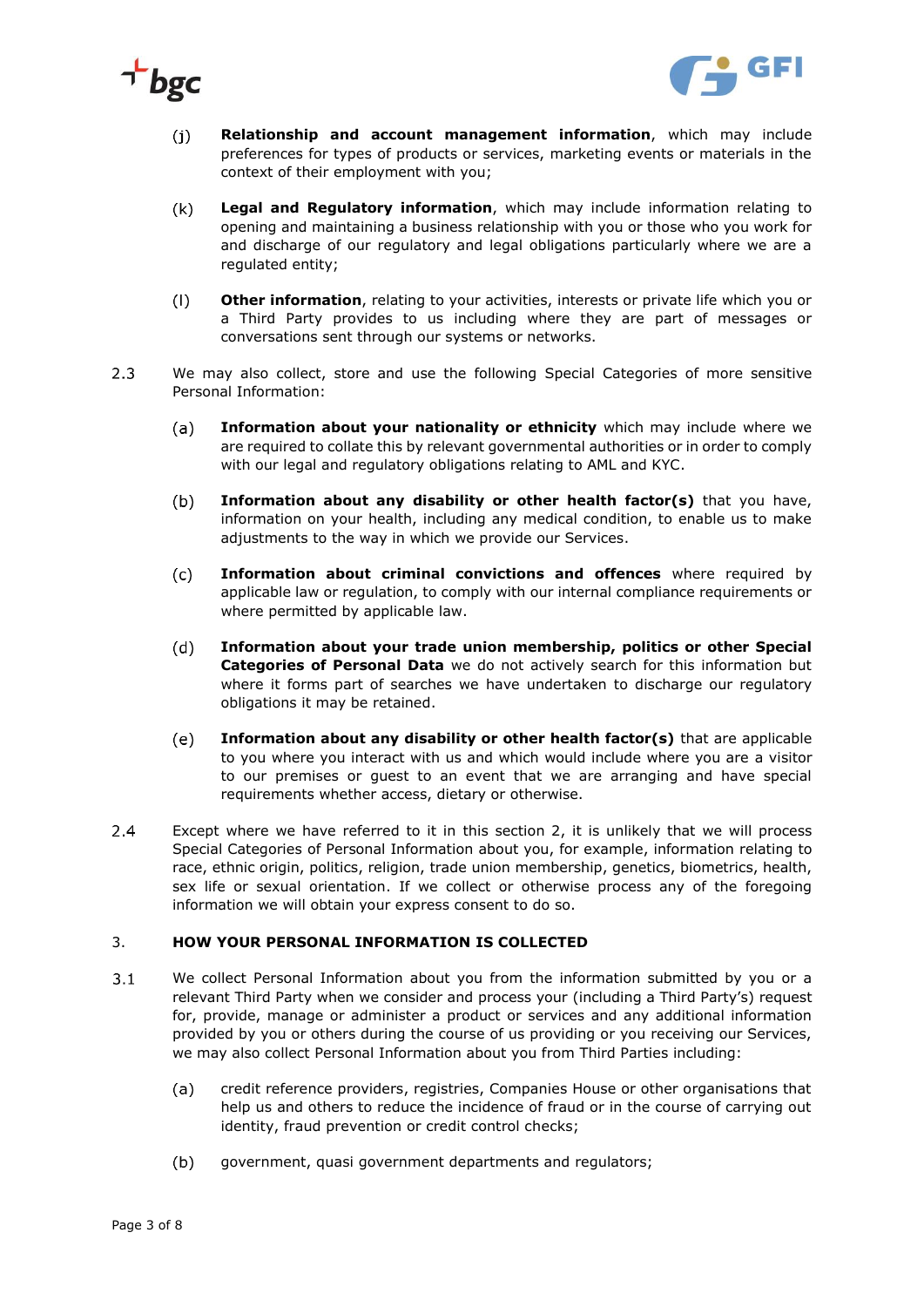(j) **Relationship and account management information**, which may include preferences for types of products or services, marketing events or materials in the context of their employment with you;

(k) **Legal and Regulatory information**, which may include information relating to opening and maintaining a business relationship with you or those who you work for and discharge of our regulatory and legal obligations particularly where we are a regulated entity;

(l) **Other information**, relating to your activities, interests or private life which you or a Third Party provides to us including where they are part of messages or conversations sent through our systems or networks.

2.3 We may also collect, store and use the following Special Categories of more sensitive Personal Information:

(a) **Information about your nationality or ethnicity** which may include where we are required to collate this by relevant governmental authorities or in order to comply with our legal and regulatory obligations relating to AML and KYC.

(b) **Information about any disability or other health factor(s)** that you have, information on your health, including any medical condition, to enable us to make adjustments to the way in which we provide our Services.

(c) **Information about criminal convictions and offences** where required by applicable law or regulation, to comply with our internal compliance requirements or where permitted by applicable law.

(d) **Information about your trade union membership, politics or other Special Categories of Personal Data** we do not actively search for this information but where it forms part of searches we have undertaken to discharge our regulatory obligations it may be retained.

(e) **Information about any disability or other health factor(s)** that are applicable to you where you interact with us and which would include where you are a visitor to our premises or guest to an event that we are arranging and have special requirements whether access, dietary or otherwise.

2.4 Except where we have referred to it in this section 2, it is unlikely that we will process Special Categories of Personal Information about you, for example, information relating to race, ethnic origin, politics, religion, trade union membership, genetics, biometrics, health, sex life or sexual orientation. If we collect or otherwise process any of the foregoing information we will obtain your express consent to do so.

## 3. HOW YOUR PERSONAL INFORMATION IS COLLECTED

3.1 We collect Personal Information about you from the information submitted by you or a relevant Third Party when we consider and process your (including a Third Party's) request for, provide, manage or administer a product or services and any additional information provided by you or others during the course of us providing or you receiving our Services, we may also collect Personal Information about you from Third Parties including:

(a) credit reference providers, registries, Companies House or other organisations that help us and others to reduce the incidence of fraud or in the course of carrying out identity, fraud prevention or credit control checks;

(b) government, quasi government departments and regulators;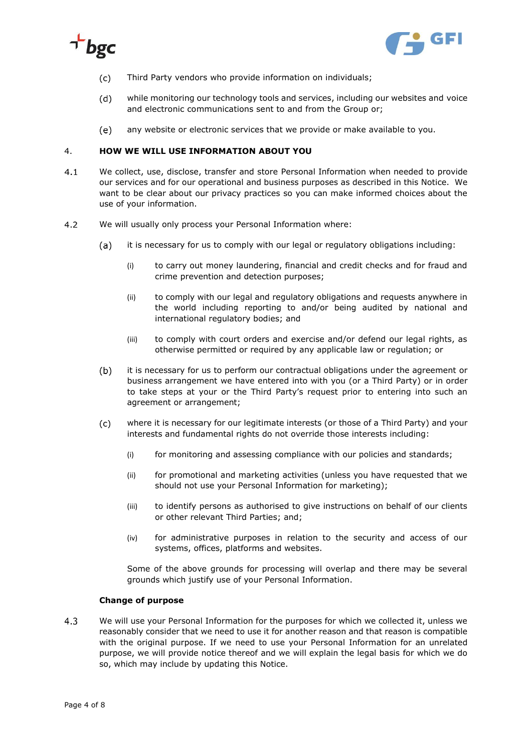(c) Third Party vendors who provide information on individuals;

(d) while monitoring our technology tools and services, including our websites and voice and electronic communications sent to and from the Group or;

(e) any website or electronic services that we provide or make available to you.

## 4. HOW WE WILL USE INFORMATION ABOUT YOU

4.1 We collect, use, disclose, transfer and store Personal Information when needed to provide our services and for our operational and business purposes as described in this Notice. We want to be clear about our privacy practices so you can make informed choices about the use of your information.

4.2 We will usually only process your Personal Information where:

(a) it is necessary for us to comply with our legal or regulatory obligations including:

(i) to carry out money laundering, financial and credit checks and for fraud and crime prevention and detection purposes;

(ii) to comply with our legal and regulatory obligations and requests anywhere in the world including reporting to and/or being audited by national and international regulatory bodies; and

(iii) to comply with court orders and exercise and/or defend our legal rights, as otherwise permitted or required by any applicable law or regulation; or

(b) it is necessary for us to perform our contractual obligations under the agreement or business arrangement we have entered into with you (or a Third Party) or in order to take steps at your or the Third Party's request prior to entering into such an agreement or arrangement;

(c) where it is necessary for our legitimate interests (or those of a Third Party) and your interests and fundamental rights do not override those interests including:

(i) for monitoring and assessing compliance with our policies and standards;

(ii) for promotional and marketing activities (unless you have requested that we should not use your Personal Information for marketing);

(iii) to identify persons as authorised to give instructions on behalf of our clients or other relevant Third Parties; and;

(iv) for administrative purposes in relation to the security and access of our systems, offices, platforms and websites.

Some of the above grounds for processing will overlap and there may be several grounds which justify use of your Personal Information.

**Change of purpose**

4.3 We will use your Personal Information for the purposes for which we collected it, unless we reasonably consider that we need to use it for another reason and that reason is compatible with the original purpose. If we need to use your Personal Information for an unrelated purpose, we will provide notice thereof and we will explain the legal basis for which we do so, which may include by updating this Notice.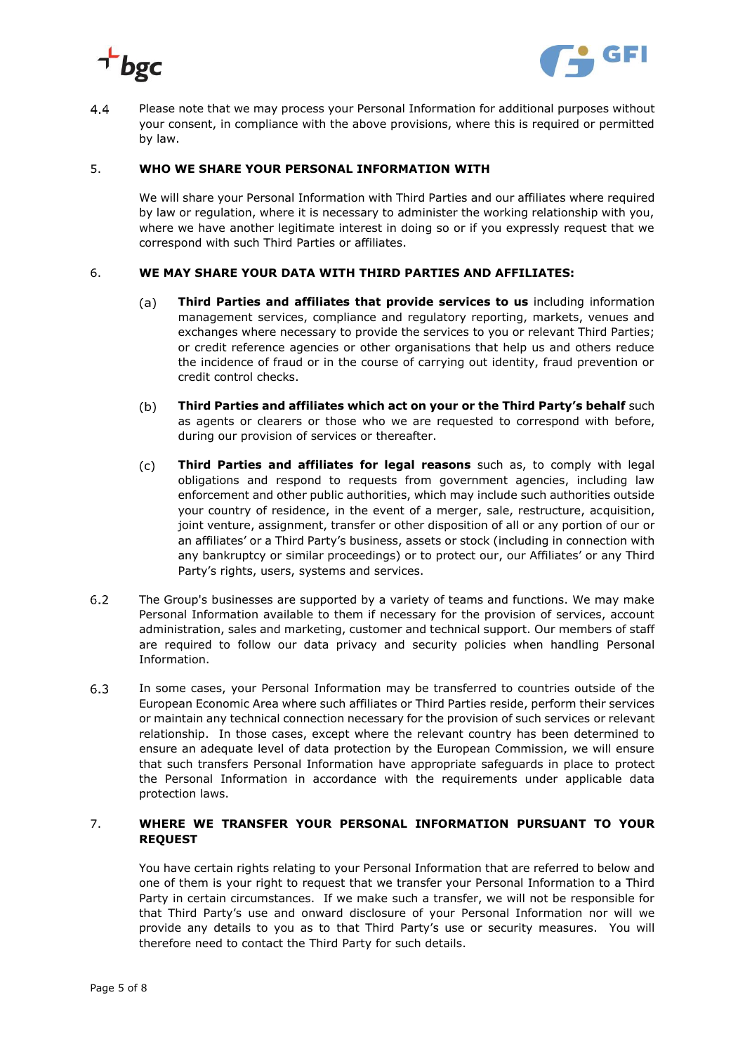4.4 Please note that we may process your Personal Information for additional purposes without your consent, in compliance with the above provisions, where this is required or permitted by law.

## 5. WHO WE SHARE YOUR PERSONAL INFORMATION WITH

We will share your Personal Information with Third Parties and our affiliates where required by law or regulation, where it is necessary to administer the working relationship with you, where we have another legitimate interest in doing so or if you expressly request that we correspond with such Third Parties or affiliates.

## 6. WE MAY SHARE YOUR DATA WITH THIRD PARTIES AND AFFILIATES:

(a) **Third Parties and affiliates that provide services to us** including information management services, compliance and regulatory reporting, markets, venues and exchanges where necessary to provide the services to you or relevant Third Parties; or credit reference agencies or other organisations that help us and others reduce the incidence of fraud or in the course of carrying out identity, fraud prevention or credit control checks.

(b) **Third Parties and affiliates which act on your or the Third Party's behalf** such as agents or clearers or those who we are requested to correspond with before, during our provision of services or thereafter.

(c) **Third Parties and affiliates for legal reasons** such as, to comply with legal obligations and respond to requests from government agencies, including law enforcement and other public authorities, which may include such authorities outside your country of residence, in the event of a merger, sale, restructure, acquisition, joint venture, assignment, transfer or other disposition of all or any portion of our or an affiliates' or a Third Party's business, assets or stock (including in connection with any bankruptcy or similar proceedings) or to protect our, our Affiliates' or any Third Party's rights, users, systems and services.

6.2 The Group's businesses are supported by a variety of teams and functions. We may make Personal Information available to them if necessary for the provision of services, account administration, sales and marketing, customer and technical support. Our members of staff are required to follow our data privacy and security policies when handling Personal Information.

6.3 In some cases, your Personal Information may be transferred to countries outside of the European Economic Area where such affiliates or Third Parties reside, perform their services or maintain any technical connection necessary for the provision of such services or relevant relationship. In those cases, except where the relevant country has been determined to ensure an adequate level of data protection by the European Commission, we will ensure that such transfers Personal Information have appropriate safeguards in place to protect the Personal Information in accordance with the requirements under applicable data protection laws.

## 7. WHERE WE TRANSFER YOUR PERSONAL INFORMATION PURSUANT TO YOUR REQUEST

You have certain rights relating to your Personal Information that are referred to below and one of them is your right to request that we transfer your Personal Information to a Third Party in certain circumstances. If we make such a transfer, we will not be responsible for that Third Party's use and onward disclosure of your Personal Information nor will we provide any details to you as to that Third Party's use or security measures. You will therefore need to contact the Third Party for such details.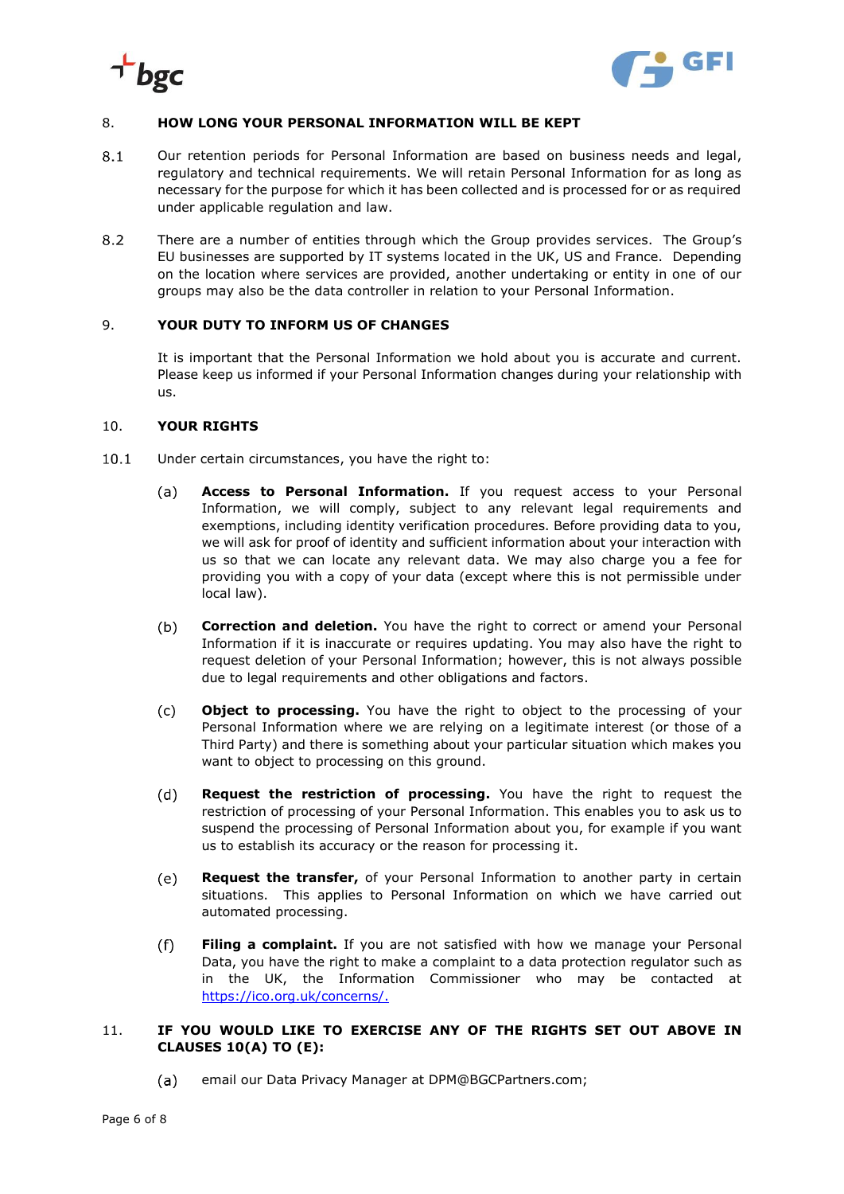## 8. HOW LONG YOUR PERSONAL INFORMATION WILL BE KEPT

8.1 Our retention periods for Personal Information are based on business needs and legal, regulatory and technical requirements. We will retain Personal Information for as long as necessary for the purpose for which it has been collected and is processed for or as required under applicable regulation and law.

8.2 There are a number of entities through which the Group provides services. The Group's EU businesses are supported by IT systems located in the UK, US and France. Depending on the location where services are provided, another undertaking or entity in one of our groups may also be the data controller in relation to your Personal Information.

## 9. YOUR DUTY TO INFORM US OF CHANGES

It is important that the Personal Information we hold about you is accurate and current. Please keep us informed if your Personal Information changes during your relationship with us.

## 10. YOUR RIGHTS

10.1 Under certain circumstances, you have the right to:

(a) **Access to Personal Information.** If you request access to your Personal Information, we will comply, subject to any relevant legal requirements and exemptions, including identity verification procedures. Before providing data to you, we will ask for proof of identity and sufficient information about your interaction with us so that we can locate any relevant data. We may also charge you a fee for providing you with a copy of your data (except where this is not permissible under local law).

(b) **Correction and deletion.** You have the right to correct or amend your Personal Information if it is inaccurate or requires updating. You may also have the right to request deletion of your Personal Information; however, this is not always possible due to legal requirements and other obligations and factors.

(c) **Object to processing.** You have the right to object to the processing of your Personal Information where we are relying on a legitimate interest (or those of a Third Party) and there is something about your particular situation which makes you want to object to processing on this ground.

(d) **Request the restriction of processing.** You have the right to request the restriction of processing of your Personal Information. This enables you to ask us to suspend the processing of Personal Information about you, for example if you want us to establish its accuracy or the reason for processing it.

(e) **Request the transfer,** of your Personal Information to another party in certain situations. This applies to Personal Information on which we have carried out automated processing.

(f) **Filing a complaint.** If you are not satisfied with how we manage your Personal Data, you have the right to make a complaint to a data protection regulator such as in the UK, the Information Commissioner who may be contacted at https://ico.org.uk/concerns/.

## 11. IF YOU WOULD LIKE TO EXERCISE ANY OF THE RIGHTS SET OUT ABOVE IN CLAUSES 10(A) TO (E):

(a) email our Data Privacy Manager at DPM@BGCPartners.com;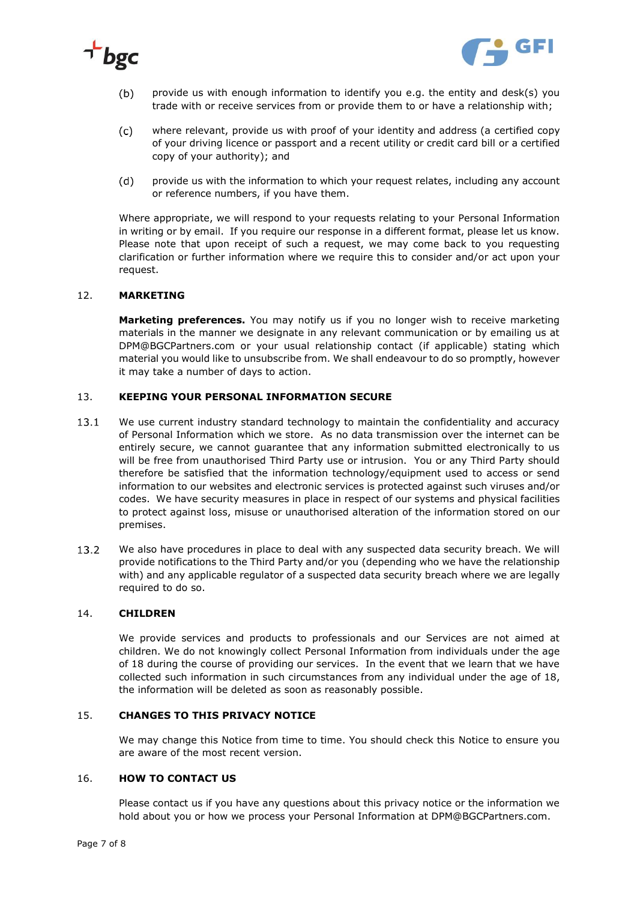(b) provide us with enough information to identify you e.g. the entity and desk(s) you trade with or receive services from or provide them to or have a relationship with;

(c) where relevant, provide us with proof of your identity and address (a certified copy of your driving licence or passport and a recent utility or credit card bill or a certified copy of your authority); and

(d) provide us with the information to which your request relates, including any account or reference numbers, if you have them.

Where appropriate, we will respond to your requests relating to your Personal Information in writing or by email. If you require our response in a different format, please let us know. Please note that upon receipt of such a request, we may come back to you requesting clarification or further information where we require this to consider and/or act upon your request.

## 12. MARKETING

**Marketing preferences.** You may notify us if you no longer wish to receive marketing materials in the manner we designate in any relevant communication or by emailing us at DPM@BGCPartners.com or your usual relationship contact (if applicable) stating which material you would like to unsubscribe from. We shall endeavour to do so promptly, however it may take a number of days to action.

## 13. KEEPING YOUR PERSONAL INFORMATION SECURE

13.1 We use current industry standard technology to maintain the confidentiality and accuracy of Personal Information which we store. As no data transmission over the internet can be entirely secure, we cannot guarantee that any information submitted electronically to us will be free from unauthorised Third Party use or intrusion. You or any Third Party should therefore be satisfied that the information technology/equipment used to access or send information to our websites and electronic services is protected against such viruses and/or codes. We have security measures in place in respect of our systems and physical facilities to protect against loss, misuse or unauthorised alteration of the information stored on our premises.

13.2 We also have procedures in place to deal with any suspected data security breach. We will provide notifications to the Third Party and/or you (depending who we have the relationship with) and any applicable regulator of a suspected data security breach where we are legally required to do so.

## 14. CHILDREN

We provide services and products to professionals and our Services are not aimed at children. We do not knowingly collect Personal Information from individuals under the age of 18 during the course of providing our services. In the event that we learn that we have collected such information in such circumstances from any individual under the age of 18, the information will be deleted as soon as reasonably possible.

## 15. CHANGES TO THIS PRIVACY NOTICE

We may change this Notice from time to time. You should check this Notice to ensure you are aware of the most recent version.

## 16. HOW TO CONTACT US

Please contact us if you have any questions about this privacy notice or the information we hold about you or how we process your Personal Information at DPM@BGCPartners.com.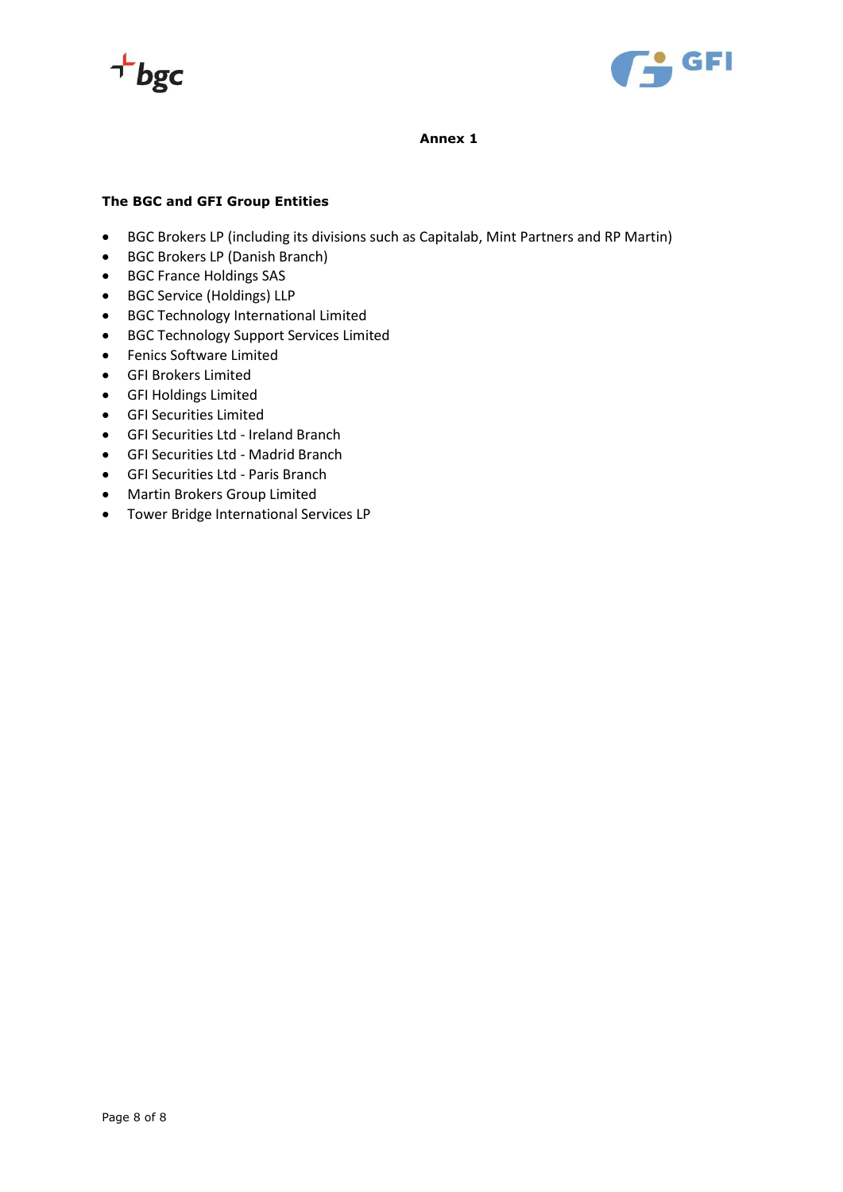## Annex 1

**The BGC and GFI Group Entities**

- BGC Brokers LP (including its divisions such as Capitalab, Mint Partners and RP Martin)
- BGC Brokers LP (Danish Branch)
- BGC France Holdings SAS
- BGC Service (Holdings) LLP
- BGC Technology International Limited
- BGC Technology Support Services Limited
- Fenics Software Limited
- GFI Brokers Limited
- GFI Holdings Limited
- GFI Securities Limited
- GFI Securities Ltd - Ireland Branch
- GFI Securities Ltd - Madrid Branch
- GFI Securities Ltd - Paris Branch
- Martin Brokers Group Limited
- Tower Bridge International Services LP